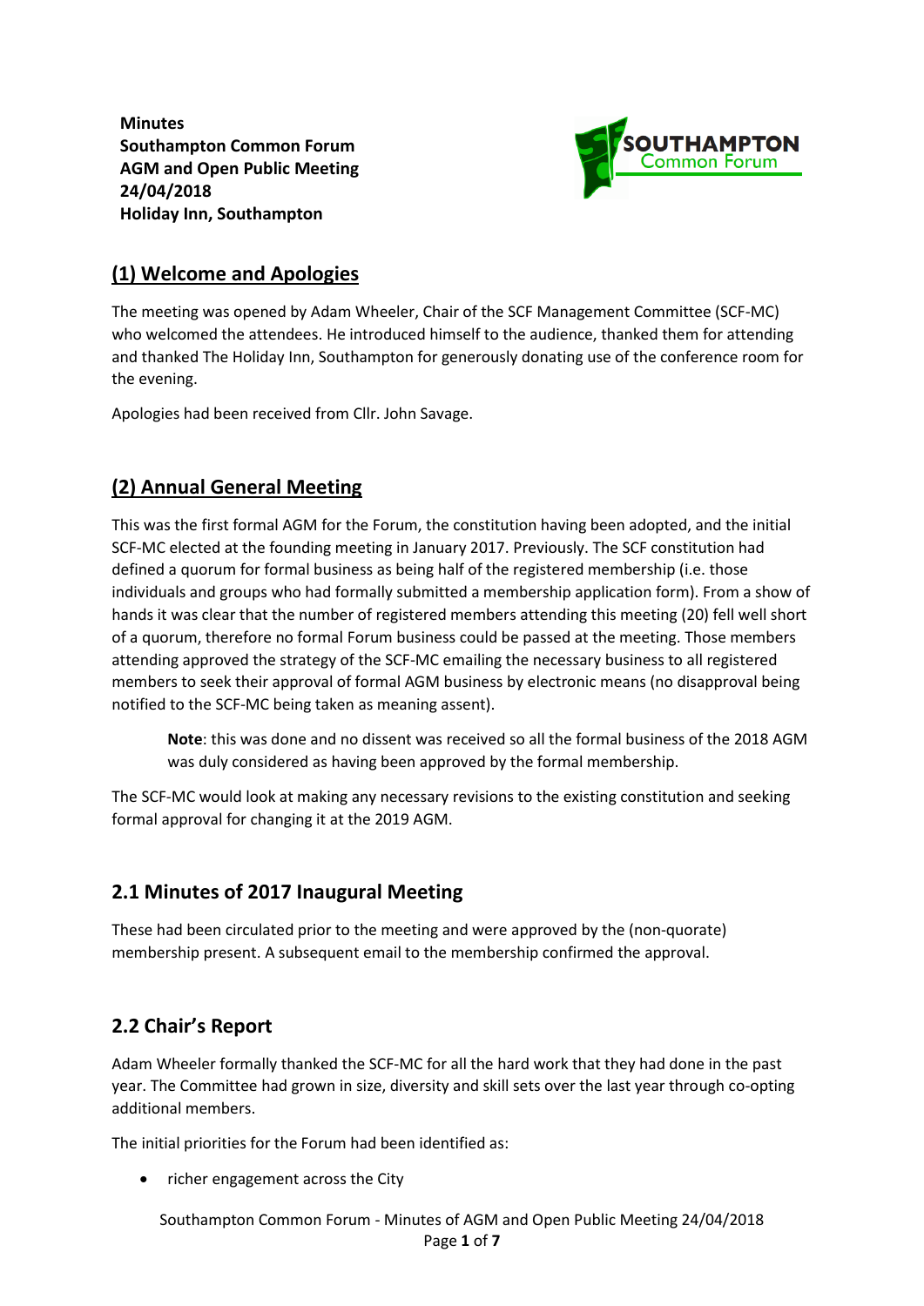**Minutes**
**Southampton Common Forum**
**AGM and Open Public Meeting**
**24/04/2018**
**Holiday Inn, Southampton**

## (1) Welcome and Apologies

The meeting was opened by Adam Wheeler, Chair of the SCF Management Committee (SCF-MC) who welcomed the attendees. He introduced himself to the audience, thanked them for attending and thanked The Holiday Inn, Southampton for generously donating use of the conference room for the evening.

Apologies had been received from Cllr. John Savage.

## (2) Annual General Meeting

This was the first formal AGM for the Forum, the constitution having been adopted, and the initial SCF-MC elected at the founding meeting in January 2017. Previously. The SCF constitution had defined a quorum for formal business as being half of the registered membership (i.e. those individuals and groups who had formally submitted a membership application form). From a show of hands it was clear that the number of registered members attending this meeting (20) fell well short of a quorum, therefore no formal Forum business could be passed at the meeting. Those members attending approved the strategy of the SCF-MC emailing the necessary business to all registered members to seek their approval of formal AGM business by electronic means (no disapproval being notified to the SCF-MC being taken as meaning assent).

> **Note**: this was done and no dissent was received so all the formal business of the 2018 AGM was duly considered as having been approved by the formal membership.

The SCF-MC would look at making any necessary revisions to the existing constitution and seeking formal approval for changing it at the 2019 AGM.

## 2.1 Minutes of 2017 Inaugural Meeting

These had been circulated prior to the meeting and were approved by the (non-quorate) membership present. A subsequent email to the membership confirmed the approval.

## 2.2 Chair's Report

Adam Wheeler formally thanked the SCF-MC for all the hard work that they had done in the past year. The Committee had grown in size, diversity and skill sets over the last year through co-opting additional members.

The initial priorities for the Forum had been identified as:

- richer engagement across the City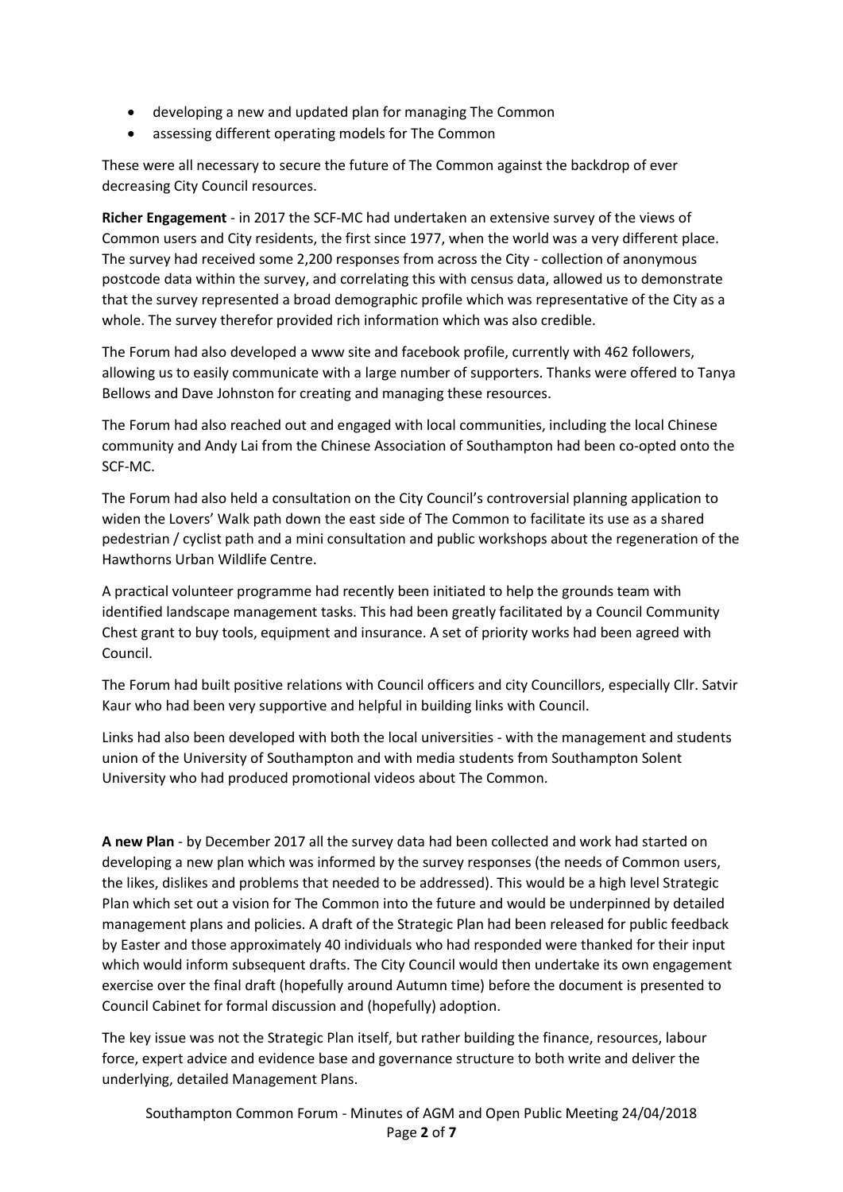- developing a new and updated plan for managing The Common
- assessing different operating models for The Common

These were all necessary to secure the future of The Common against the backdrop of ever decreasing City Council resources.

**Richer Engagement** - in 2017 the SCF-MC had undertaken an extensive survey of the views of Common users and City residents, the first since 1977, when the world was a very different place. The survey had received some 2,200 responses from across the City - collection of anonymous postcode data within the survey, and correlating this with census data, allowed us to demonstrate that the survey represented a broad demographic profile which was representative of the City as a whole. The survey therefor provided rich information which was also credible.

The Forum had also developed a www site and facebook profile, currently with 462 followers, allowing us to easily communicate with a large number of supporters. Thanks were offered to Tanya Bellows and Dave Johnston for creating and managing these resources.

The Forum had also reached out and engaged with local communities, including the local Chinese community and Andy Lai from the Chinese Association of Southampton had been co-opted onto the SCF-MC.

The Forum had also held a consultation on the City Council's controversial planning application to widen the Lovers' Walk path down the east side of The Common to facilitate its use as a shared pedestrian / cyclist path and a mini consultation and public workshops about the regeneration of the Hawthorns Urban Wildlife Centre.

A practical volunteer programme had recently been initiated to help the grounds team with identified landscape management tasks. This had been greatly facilitated by a Council Community Chest grant to buy tools, equipment and insurance. A set of priority works had been agreed with Council.

The Forum had built positive relations with Council officers and city Councillors, especially Cllr. Satvir Kaur who had been very supportive and helpful in building links with Council.

Links had also been developed with both the local universities - with the management and students union of the University of Southampton and with media students from Southampton Solent University who had produced promotional videos about The Common.

**A new Plan** - by December 2017 all the survey data had been collected and work had started on developing a new plan which was informed by the survey responses (the needs of Common users, the likes, dislikes and problems that needed to be addressed). This would be a high level Strategic Plan which set out a vision for The Common into the future and would be underpinned by detailed management plans and policies. A draft of the Strategic Plan had been released for public feedback by Easter and those approximately 40 individuals who had responded were thanked for their input which would inform subsequent drafts. The City Council would then undertake its own engagement exercise over the final draft (hopefully around Autumn time) before the document is presented to Council Cabinet for formal discussion and (hopefully) adoption.

The key issue was not the Strategic Plan itself, but rather building the finance, resources, labour force, expert advice and evidence base and governance structure to both write and deliver the underlying, detailed Management Plans.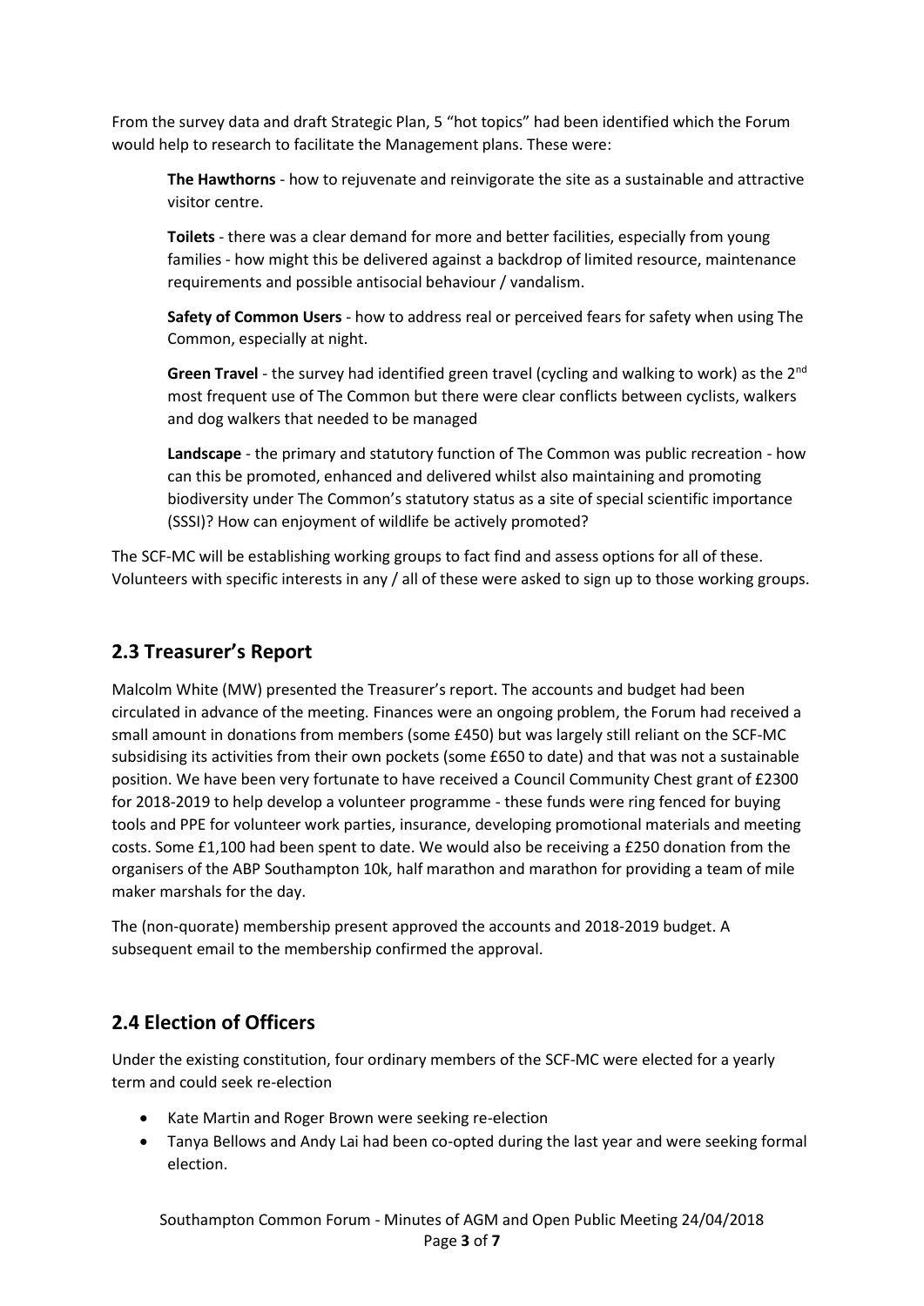From the survey data and draft Strategic Plan, 5 "hot topics" had been identified which the Forum would help to research to facilitate the Management plans. These were:

**The Hawthorns** - how to rejuvenate and reinvigorate the site as a sustainable and attractive visitor centre.

**Toilets** - there was a clear demand for more and better facilities, especially from young families - how might this be delivered against a backdrop of limited resource, maintenance requirements and possible antisocial behaviour / vandalism.

**Safety of Common Users** - how to address real or perceived fears for safety when using The Common, especially at night.

**Green Travel** - the survey had identified green travel (cycling and walking to work) as the 2nd most frequent use of The Common but there were clear conflicts between cyclists, walkers and dog walkers that needed to be managed

**Landscape** - the primary and statutory function of The Common was public recreation - how can this be promoted, enhanced and delivered whilst also maintaining and promoting biodiversity under The Common's statutory status as a site of special scientific importance (SSSI)? How can enjoyment of wildlife be actively promoted?

The SCF-MC will be establishing working groups to fact find and assess options for all of these. Volunteers with specific interests in any / all of these were asked to sign up to those working groups.

## 2.3 Treasurer's Report

Malcolm White (MW) presented the Treasurer's report. The accounts and budget had been circulated in advance of the meeting. Finances were an ongoing problem, the Forum had received a small amount in donations from members (some £450) but was largely still reliant on the SCF-MC subsidising its activities from their own pockets (some £650 to date) and that was not a sustainable position. We have been very fortunate to have received a Council Community Chest grant of £2300 for 2018-2019 to help develop a volunteer programme - these funds were ring fenced for buying tools and PPE for volunteer work parties, insurance, developing promotional materials and meeting costs. Some £1,100 had been spent to date. We would also be receiving a £250 donation from the organisers of the ABP Southampton 10k, half marathon and marathon for providing a team of mile maker marshals for the day.

The (non-quorate) membership present approved the accounts and 2018-2019 budget. A subsequent email to the membership confirmed the approval.

## 2.4 Election of Officers

Under the existing constitution, four ordinary members of the SCF-MC were elected for a yearly term and could seek re-election

- Kate Martin and Roger Brown were seeking re-election
- Tanya Bellows and Andy Lai had been co-opted during the last year and were seeking formal election.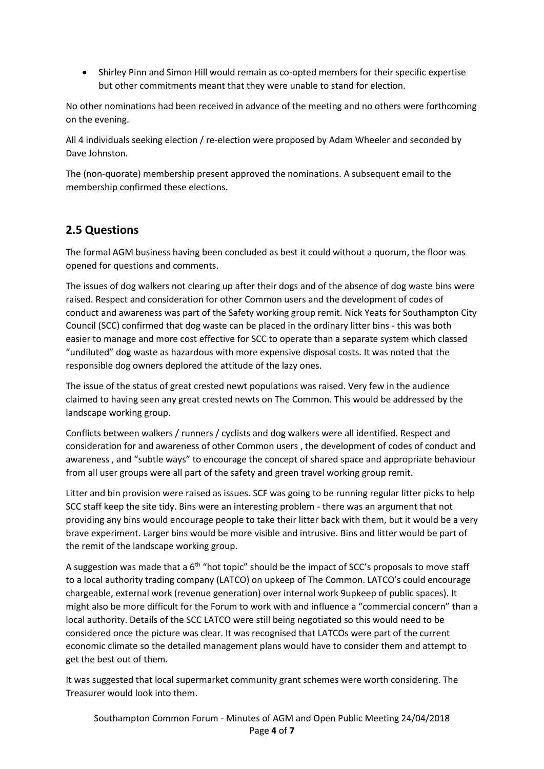- Shirley Pinn and Simon Hill would remain as co-opted members for their specific expertise but other commitments meant that they were unable to stand for election.

No other nominations had been received in advance of the meeting and no others were forthcoming on the evening.

All 4 individuals seeking election / re-election were proposed by Adam Wheeler and seconded by Dave Johnston.

The (non-quorate) membership present approved the nominations. A subsequent email to the membership confirmed these elections.

## 2.5 Questions

The formal AGM business having been concluded as best it could without a quorum, the floor was opened for questions and comments.

The issues of dog walkers not clearing up after their dogs and of the absence of dog waste bins were raised. Respect and consideration for other Common users and the development of codes of conduct and awareness was part of the Safety working group remit. Nick Yeats for Southampton City Council (SCC) confirmed that dog waste can be placed in the ordinary litter bins - this was both easier to manage and more cost effective for SCC to operate than a separate system which classed "undiluted" dog waste as hazardous with more expensive disposal costs. It was noted that the responsible dog owners deplored the attitude of the lazy ones.

The issue of the status of great crested newt populations was raised. Very few in the audience claimed to having seen any great crested newts on The Common. This would be addressed by the landscape working group.

Conflicts between walkers / runners / cyclists and dog walkers were all identified. Respect and consideration for and awareness of other Common users , the development of codes of conduct and awareness , and "subtle ways" to encourage the concept of shared space and appropriate behaviour from all user groups were all part of the safety and green travel working group remit.

Litter and bin provision were raised as issues. SCF was going to be running regular litter picks to help SCC staff keep the site tidy. Bins were an interesting problem - there was an argument that not providing any bins would encourage people to take their litter back with them, but it would be a very brave experiment. Larger bins would be more visible and intrusive. Bins and litter would be part of the remit of the landscape working group.

A suggestion was made that a 6th "hot topic" should be the impact of SCC's proposals to move staff to a local authority trading company (LATCO) on upkeep of The Common. LATCO's could encourage chargeable, external work (revenue generation) over internal work 9upkeep of public spaces). It might also be more difficult for the Forum to work with and influence a "commercial concern" than a local authority. Details of the SCC LATCO were still being negotiated so this would need to be considered once the picture was clear. It was recognised that LATCOs were part of the current economic climate so the detailed management plans would have to consider them and attempt to get the best out of them.

It was suggested that local supermarket community grant schemes were worth considering. The Treasurer would look into them.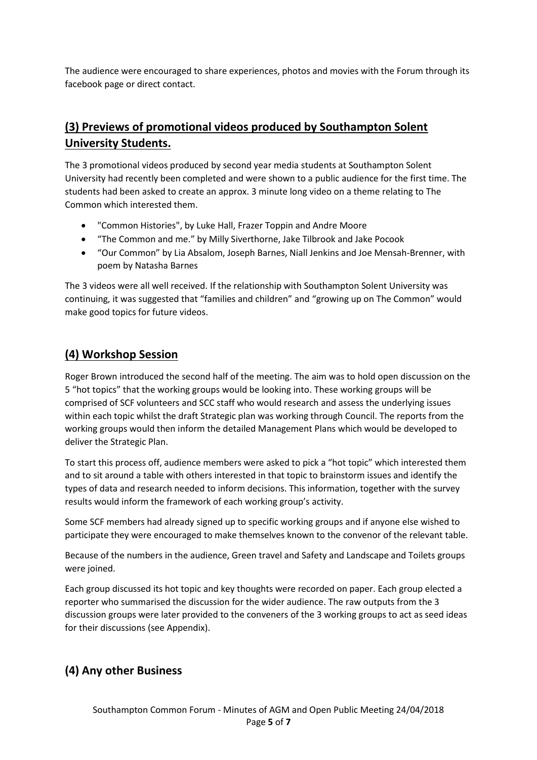The audience were encouraged to share experiences, photos and movies with the Forum through its facebook page or direct contact.

## (3) Previews of promotional videos produced by Southampton Solent University Students.

The 3 promotional videos produced by second year media students at Southampton Solent University had recently been completed and were shown to a public audience for the first time. The students had been asked to create an approx. 3 minute long video on a theme relating to The Common which interested them.

- "Common Histories", by Luke Hall, Frazer Toppin and Andre Moore
- “The Common and me.” by Milly Siverthorne, Jake Tilbrook and Jake Pocook
- “Our Common” by Lia Absalom, Joseph Barnes, Niall Jenkins and Joe Mensah-Brenner, with poem by Natasha Barnes

The 3 videos were all well received. If the relationship with Southampton Solent University was continuing, it was suggested that “families and children” and “growing up on The Common” would make good topics for future videos.

## (4) Workshop Session

Roger Brown introduced the second half of the meeting. The aim was to hold open discussion on the 5 “hot topics” that the working groups would be looking into. These working groups will be comprised of SCF volunteers and SCC staff who would research and assess the underlying issues within each topic whilst the draft Strategic plan was working through Council. The reports from the working groups would then inform the detailed Management Plans which would be developed to deliver the Strategic Plan.

To start this process off, audience members were asked to pick a “hot topic” which interested them and to sit around a table with others interested in that topic to brainstorm issues and identify the types of data and research needed to inform decisions. This information, together with the survey results would inform the framework of each working group’s activity.

Some SCF members had already signed up to specific working groups and if anyone else wished to participate they were encouraged to make themselves known to the convenor of the relevant table.

Because of the numbers in the audience, Green travel and Safety and Landscape and Toilets groups were joined.

Each group discussed its hot topic and key thoughts were recorded on paper. Each group elected a reporter who summarised the discussion for the wider audience. The raw outputs from the 3 discussion groups were later provided to the conveners of the 3 working groups to act as seed ideas for their discussions (see Appendix).

## (4) Any other Business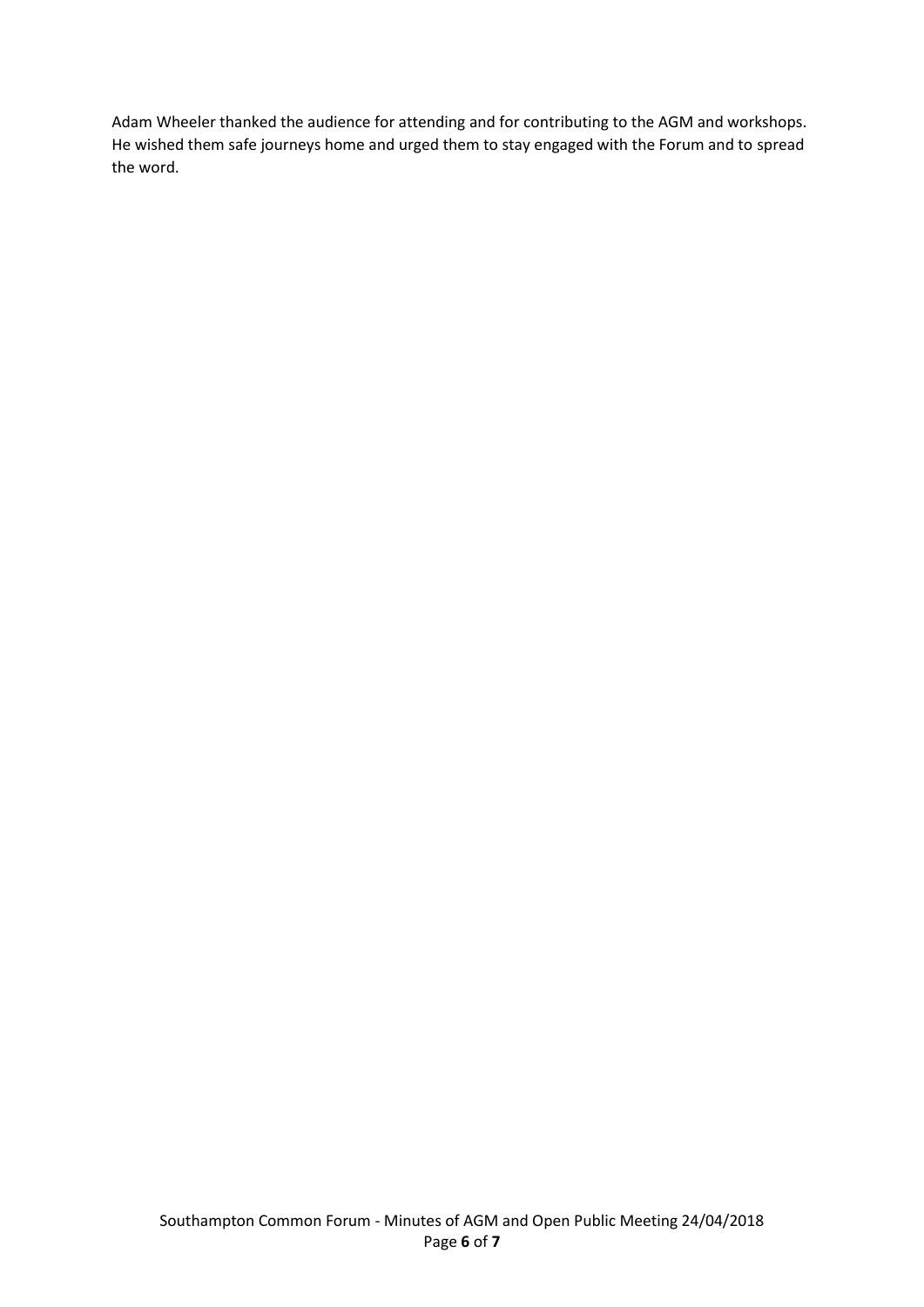Adam Wheeler thanked the audience for attending and for contributing to the AGM and workshops. He wished them safe journeys home and urged them to stay engaged with the Forum and to spread the word.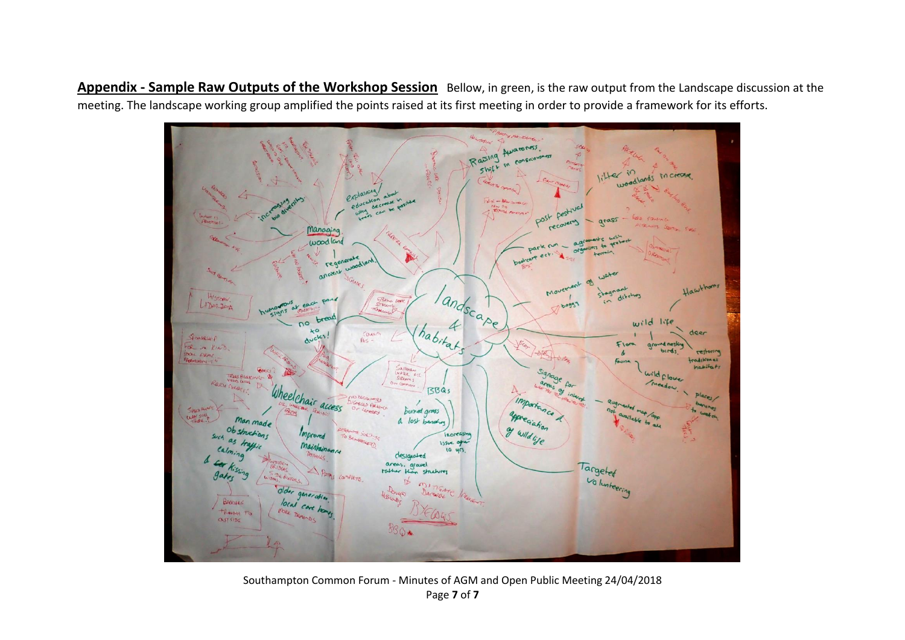**Appendix - Sample Raw Outputs of the Workshop Session** Bellow, in green, is the raw output from the Landscape discussion at the meeting. The landscape working group amplified the points raised at its first meeting in order to provide a framework for its efforts.